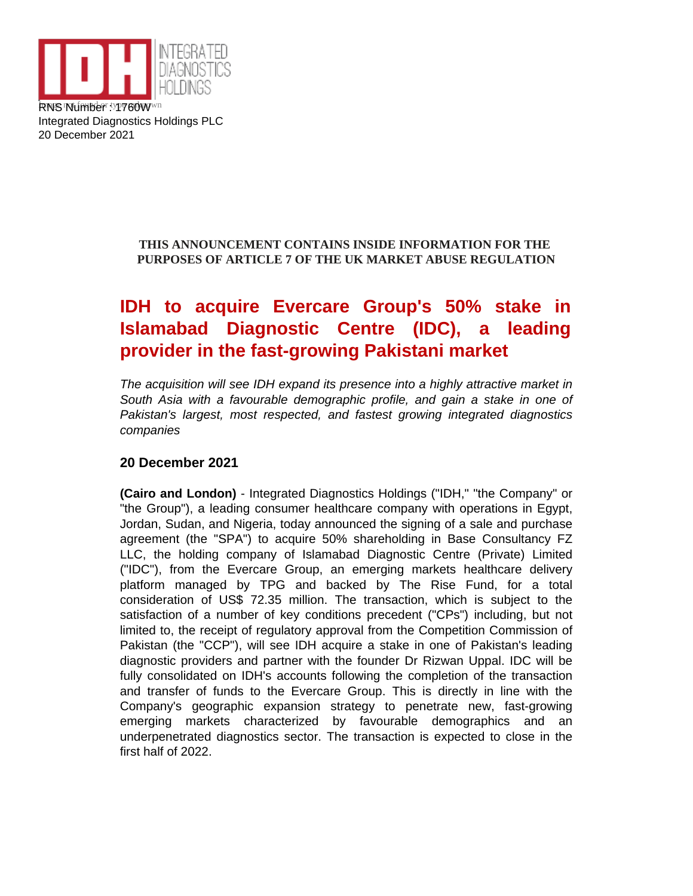RNS Number : 1760W
Integrated Diagnostics Holdings PLC
20 December 2021

**THIS ANNOUNCEMENT CONTAINS INSIDE INFORMATION FOR THE PURPOSES OF ARTICLE 7 OF THE UK MARKET ABUSE REGULATION**

# IDH to acquire Evercare Group's 50% stake in Islamabad Diagnostic Centre (IDC), a leading provider in the fast-growing Pakistani market

*The acquisition will see IDH expand its presence into a highly attractive market in South Asia with a favourable demographic profile, and gain a stake in one of Pakistan's largest, most respected, and fastest growing integrated diagnostics companies*

**20 December 2021**

**(Cairo and London)** - Integrated Diagnostics Holdings ("IDH," "the Company" or "the Group"), a leading consumer healthcare company with operations in Egypt, Jordan, Sudan, and Nigeria, today announced the signing of a sale and purchase agreement (the "SPA") to acquire 50% shareholding in Base Consultancy FZ LLC, the holding company of Islamabad Diagnostic Centre (Private) Limited ("IDC"), from the Evercare Group, an emerging markets healthcare delivery platform managed by TPG and backed by The Rise Fund, for a total consideration of US$ 72.35 million. The transaction, which is subject to the satisfaction of a number of key conditions precedent ("CPs") including, but not limited to, the receipt of regulatory approval from the Competition Commission of Pakistan (the "CCP"), will see IDH acquire a stake in one of Pakistan's leading diagnostic providers and partner with the founder Dr Rizwan Uppal. IDC will be fully consolidated on IDH's accounts following the completion of the transaction and transfer of funds to the Evercare Group. This is directly in line with the Company's geographic expansion strategy to penetrate new, fast-growing emerging markets characterized by favourable demographics and an underpenetrated diagnostics sector. The transaction is expected to close in the first half of 2022.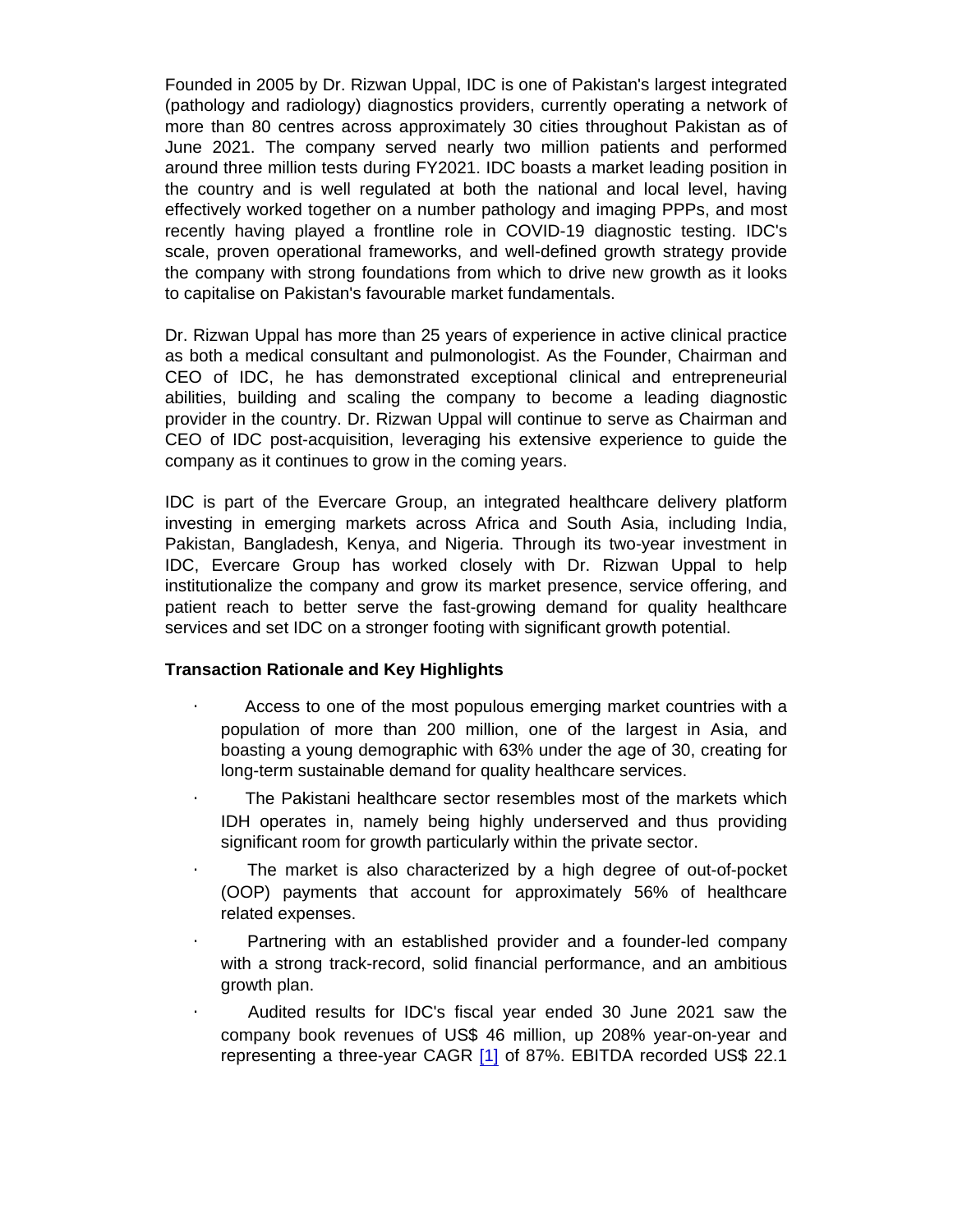Founded in 2005 by Dr. Rizwan Uppal, IDC is one of Pakistan's largest integrated (pathology and radiology) diagnostics providers, currently operating a network of more than 80 centres across approximately 30 cities throughout Pakistan as of June 2021. The company served nearly two million patients and performed around three million tests during FY2021. IDC boasts a market leading position in the country and is well regulated at both the national and local level, having effectively worked together on a number pathology and imaging PPPs, and most recently having played a frontline role in COVID-19 diagnostic testing. IDC's scale, proven operational frameworks, and well-defined growth strategy provide the company with strong foundations from which to drive new growth as it looks to capitalise on Pakistan's favourable market fundamentals.

Dr. Rizwan Uppal has more than 25 years of experience in active clinical practice as both a medical consultant and pulmonologist. As the Founder, Chairman and CEO of IDC, he has demonstrated exceptional clinical and entrepreneurial abilities, building and scaling the company to become a leading diagnostic provider in the country. Dr. Rizwan Uppal will continue to serve as Chairman and CEO of IDC post-acquisition, leveraging his extensive experience to guide the company as it continues to grow in the coming years.

IDC is part of the Evercare Group, an integrated healthcare delivery platform investing in emerging markets across Africa and South Asia, including India, Pakistan, Bangladesh, Kenya, and Nigeria. Through its two-year investment in IDC, Evercare Group has worked closely with Dr. Rizwan Uppal to help institutionalize the company and grow its market presence, service offering, and patient reach to better serve the fast-growing demand for quality healthcare services and set IDC on a stronger footing with significant growth potential.

**Transaction Rationale and Key Highlights**

- Access to one of the most populous emerging market countries with a population of more than 200 million, one of the largest in Asia, and boasting a young demographic with 63% under the age of 30, creating for long-term sustainable demand for quality healthcare services.
- The Pakistani healthcare sector resembles most of the markets which IDH operates in, namely being highly underserved and thus providing significant room for growth particularly within the private sector.
- The market is also characterized by a high degree of out-of-pocket (OOP) payments that account for approximately 56% of healthcare related expenses.
- Partnering with an established provider and a founder-led company with a strong track-record, solid financial performance, and an ambitious growth plan.
- Audited results for IDC's fiscal year ended 30 June 2021 saw the company book revenues of US$ 46 million, up 208% year-on-year and representing a three-year CAGR [1] of 87%. EBITDA recorded US$ 22.1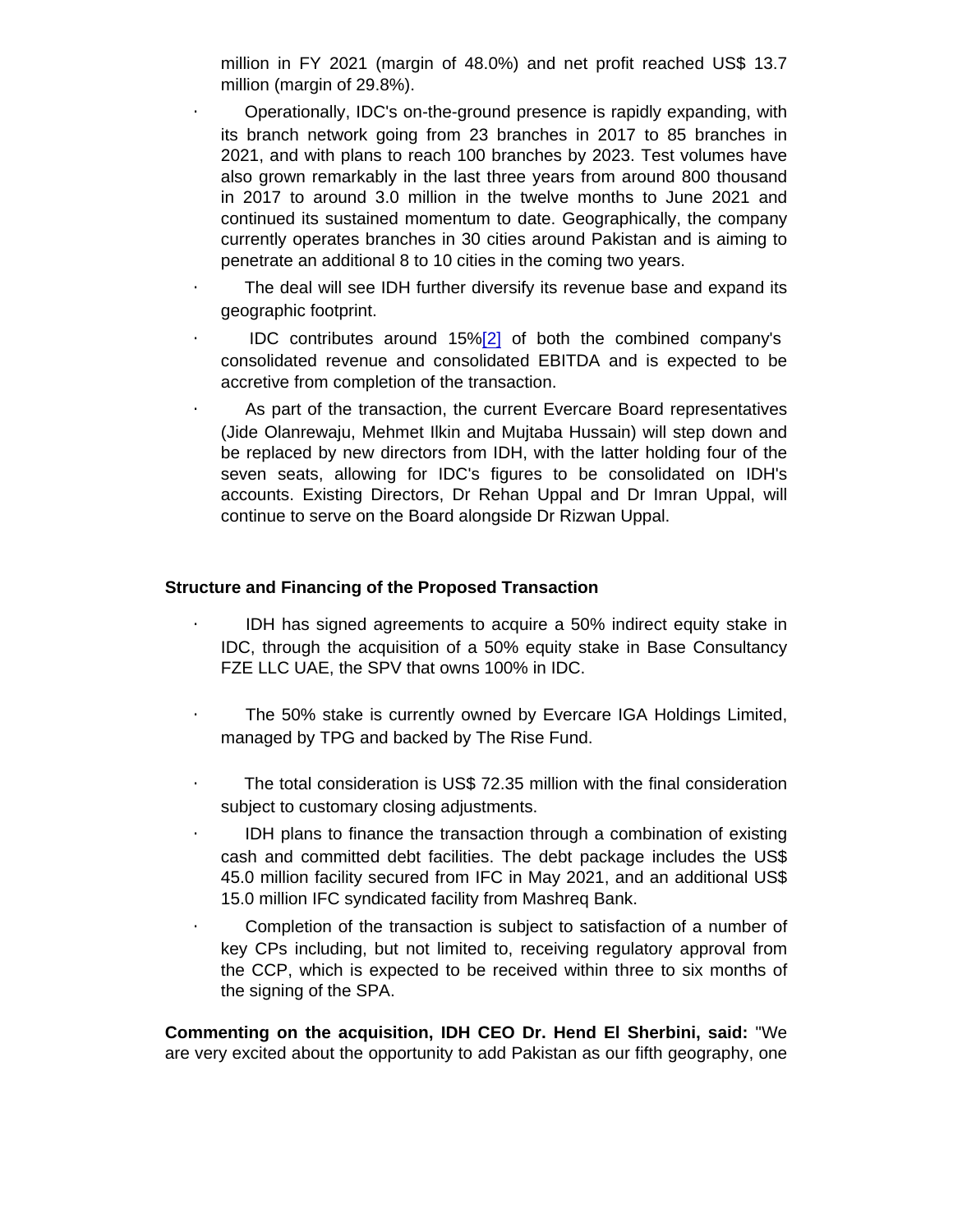million in FY 2021 (margin of 48.0%) and net profit reached US$ 13.7 million (margin of 29.8%).

- Operationally, IDC's on-the-ground presence is rapidly expanding, with its branch network going from 23 branches in 2017 to 85 branches in 2021, and with plans to reach 100 branches by 2023. Test volumes have also grown remarkably in the last three years from around 800 thousand in 2017 to around 3.0 million in the twelve months to June 2021 and continued its sustained momentum to date. Geographically, the company currently operates branches in 30 cities around Pakistan and is aiming to penetrate an additional 8 to 10 cities in the coming two years.
- The deal will see IDH further diversify its revenue base and expand its geographic footprint.
- IDC contributes around 15%[2] of both the combined company's consolidated revenue and consolidated EBITDA and is expected to be accretive from completion of the transaction.
- As part of the transaction, the current Evercare Board representatives (Jide Olanrewaju, Mehmet Ilkin and Mujtaba Hussain) will step down and be replaced by new directors from IDH, with the latter holding four of the seven seats, allowing for IDC's figures to be consolidated on IDH's accounts. Existing Directors, Dr Rehan Uppal and Dr Imran Uppal, will continue to serve on the Board alongside Dr Rizwan Uppal.

**Structure and Financing of the Proposed Transaction**

- IDH has signed agreements to acquire a 50% indirect equity stake in IDC, through the acquisition of a 50% equity stake in Base Consultancy FZE LLC UAE, the SPV that owns 100% in IDC.
- The 50% stake is currently owned by Evercare IGA Holdings Limited, managed by TPG and backed by The Rise Fund.
- The total consideration is US$ 72.35 million with the final consideration subject to customary closing adjustments.
- IDH plans to finance the transaction through a combination of existing cash and committed debt facilities. The debt package includes the US$ 45.0 million facility secured from IFC in May 2021, and an additional US$ 15.0 million IFC syndicated facility from Mashreq Bank.
- Completion of the transaction is subject to satisfaction of a number of key CPs including, but not limited to, receiving regulatory approval from the CCP, which is expected to be received within three to six months of the signing of the SPA.

**Commenting on the acquisition, IDH CEO Dr. Hend El Sherbini, said:** "We are very excited about the opportunity to add Pakistan as our fifth geography, one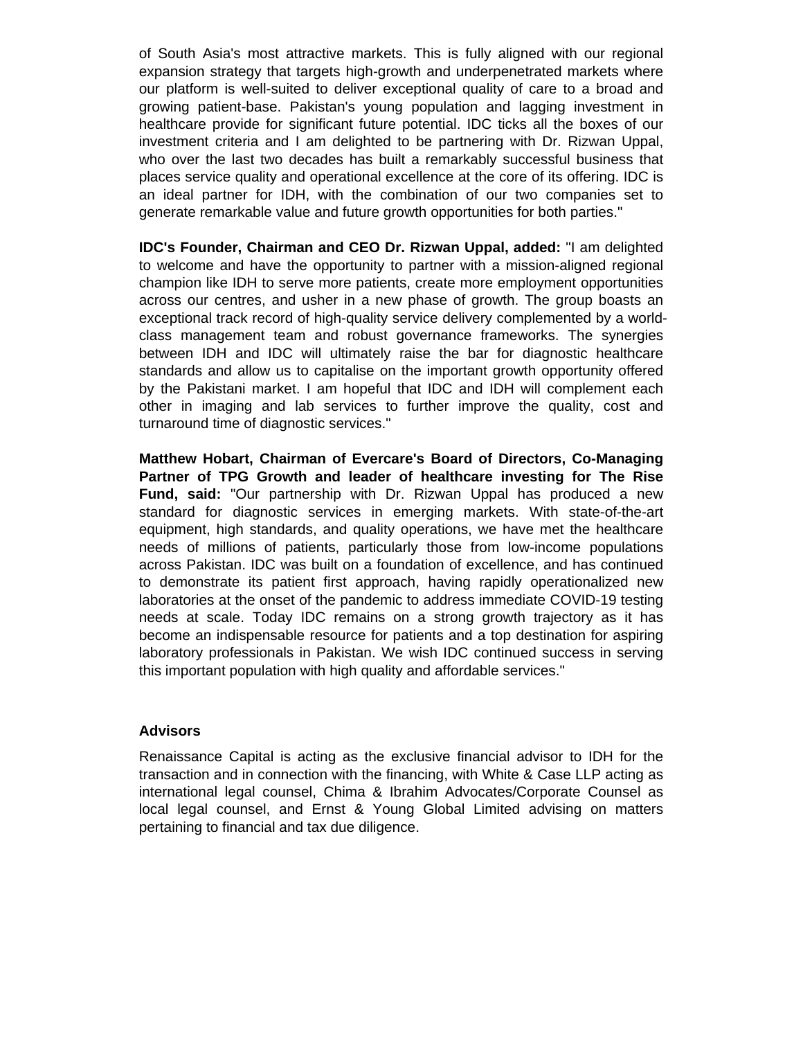of South Asia's most attractive markets. This is fully aligned with our regional expansion strategy that targets high-growth and underpenetrated markets where our platform is well-suited to deliver exceptional quality of care to a broad and growing patient-base. Pakistan's young population and lagging investment in healthcare provide for significant future potential. IDC ticks all the boxes of our investment criteria and I am delighted to be partnering with Dr. Rizwan Uppal, who over the last two decades has built a remarkably successful business that places service quality and operational excellence at the core of its offering. IDC is an ideal partner for IDH, with the combination of our two companies set to generate remarkable value and future growth opportunities for both parties."

**IDC's Founder, Chairman and CEO Dr. Rizwan Uppal, added:** "I am delighted to welcome and have the opportunity to partner with a mission-aligned regional champion like IDH to serve more patients, create more employment opportunities across our centres, and usher in a new phase of growth. The group boasts an exceptional track record of high-quality service delivery complemented by a world-class management team and robust governance frameworks. The synergies between IDH and IDC will ultimately raise the bar for diagnostic healthcare standards and allow us to capitalise on the important growth opportunity offered by the Pakistani market. I am hopeful that IDC and IDH will complement each other in imaging and lab services to further improve the quality, cost and turnaround time of diagnostic services."

**Matthew Hobart, Chairman of Evercare's Board of Directors, Co-Managing Partner of TPG Growth and leader of healthcare investing for The Rise Fund, said:** "Our partnership with Dr. Rizwan Uppal has produced a new standard for diagnostic services in emerging markets. With state-of-the-art equipment, high standards, and quality operations, we have met the healthcare needs of millions of patients, particularly those from low-income populations across Pakistan. IDC was built on a foundation of excellence, and has continued to demonstrate its patient first approach, having rapidly operationalized new laboratories at the onset of the pandemic to address immediate COVID-19 testing needs at scale. Today IDC remains on a strong growth trajectory as it has become an indispensable resource for patients and a top destination for aspiring laboratory professionals in Pakistan. We wish IDC continued success in serving this important population with high quality and affordable services."

**Advisors**

Renaissance Capital is acting as the exclusive financial advisor to IDH for the transaction and in connection with the financing, with White & Case LLP acting as international legal counsel, Chima & Ibrahim Advocates/Corporate Counsel as local legal counsel, and Ernst & Young Global Limited advising on matters pertaining to financial and tax due diligence.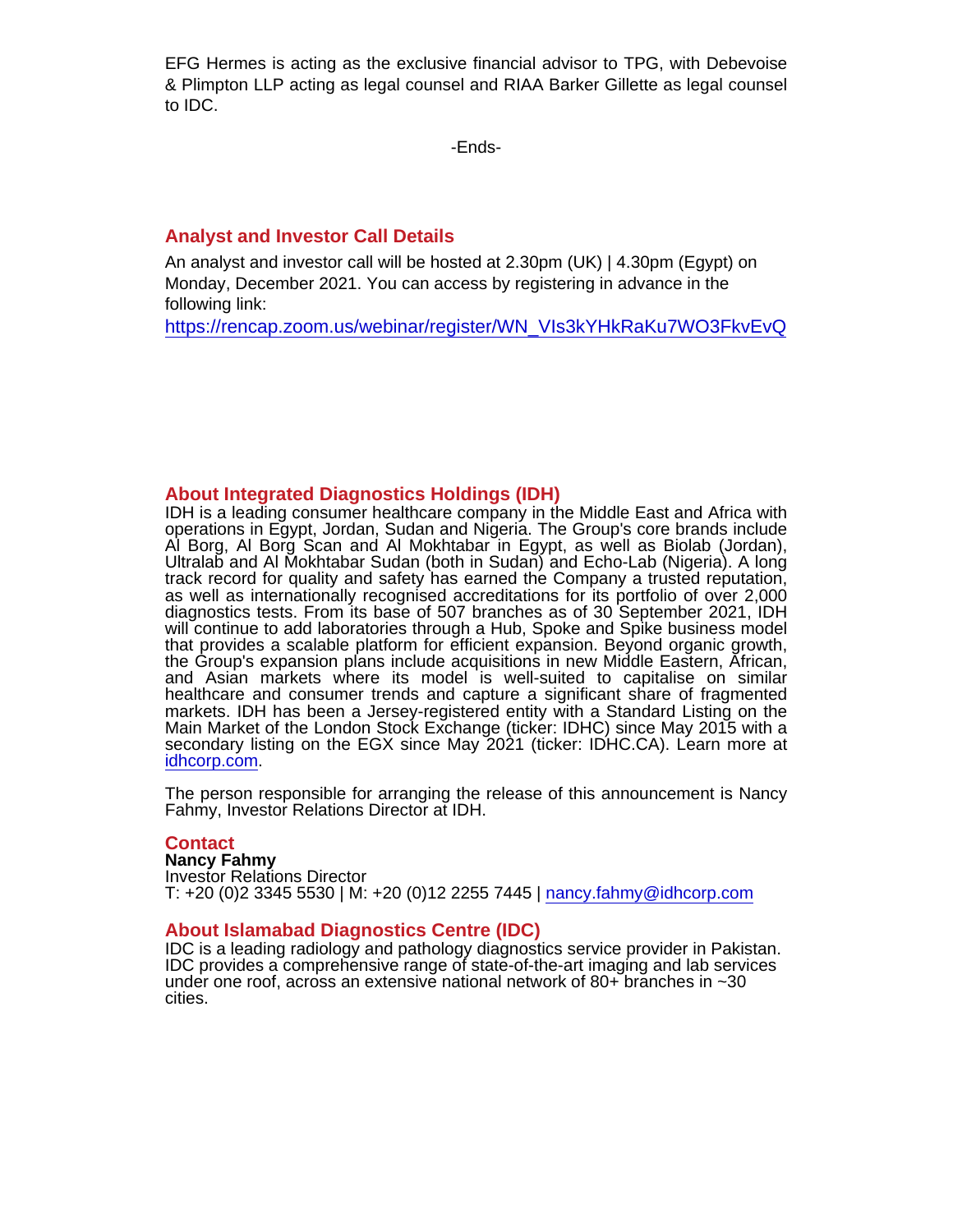EFG Hermes is acting as the exclusive financial advisor to TPG, with Debevoise & Plimpton LLP acting as legal counsel and RIAA Barker Gillette as legal counsel to IDC.

-Ends-

## Analyst and Investor Call Details

An analyst and investor call will be hosted at 2.30pm (UK) | 4.30pm (Egypt) on Monday, December 2021. You can access by registering in advance in the following link:
[https://rencap.zoom.us/webinar/register/WN_VIs3kYHkRaKu7WO3FkvEvQ](https://rencap.zoom.us/webinar/register/WN_VIs3kYHkRaKu7WO3FkvEvQ)

## About Integrated Diagnostics Holdings (IDH)

IDH is a leading consumer healthcare company in the Middle East and Africa with operations in Egypt, Jordan, Sudan and Nigeria. The Group's core brands include Al Borg, Al Borg Scan and Al Mokhtabar in Egypt, as well as Biolab (Jordan), Ultralab and Al Mokhtabar Sudan (both in Sudan) and Echo-Lab (Nigeria). A long track record for quality and safety has earned the Company a trusted reputation, as well as internationally recognised accreditations for its portfolio of over 2,000 diagnostics tests. From its base of 507 branches as of 30 September 2021, IDH will continue to add laboratories through a Hub, Spoke and Spike business model that provides a scalable platform for efficient expansion. Beyond organic growth, the Group's expansion plans include acquisitions in new Middle Eastern, African, and Asian markets where its model is well-suited to capitalise on similar healthcare and consumer trends and capture a significant share of fragmented markets. IDH has been a Jersey-registered entity with a Standard Listing on the Main Market of the London Stock Exchange (ticker: IDHC) since May 2015 with a secondary listing on the EGX since May 2021 (ticker: IDHC.CA). Learn more at [idhcorp.com](idhcorp.com).

The person responsible for arranging the release of this announcement is Nancy Fahmy, Investor Relations Director at IDH.

## Contact

**Nancy Fahmy**
Investor Relations Director
T: +20 (0)2 3345 5530 | M: +20 (0)12 2255 7445 | [nancy.fahmy@idhcorp.com](mailto:nancy.fahmy@idhcorp.com)

## About Islamabad Diagnostics Centre (IDC)

IDC is a leading radiology and pathology diagnostics service provider in Pakistan. IDC provides a comprehensive range of state-of-the-art imaging and lab services under one roof, across an extensive national network of 80+ branches in ~30 cities.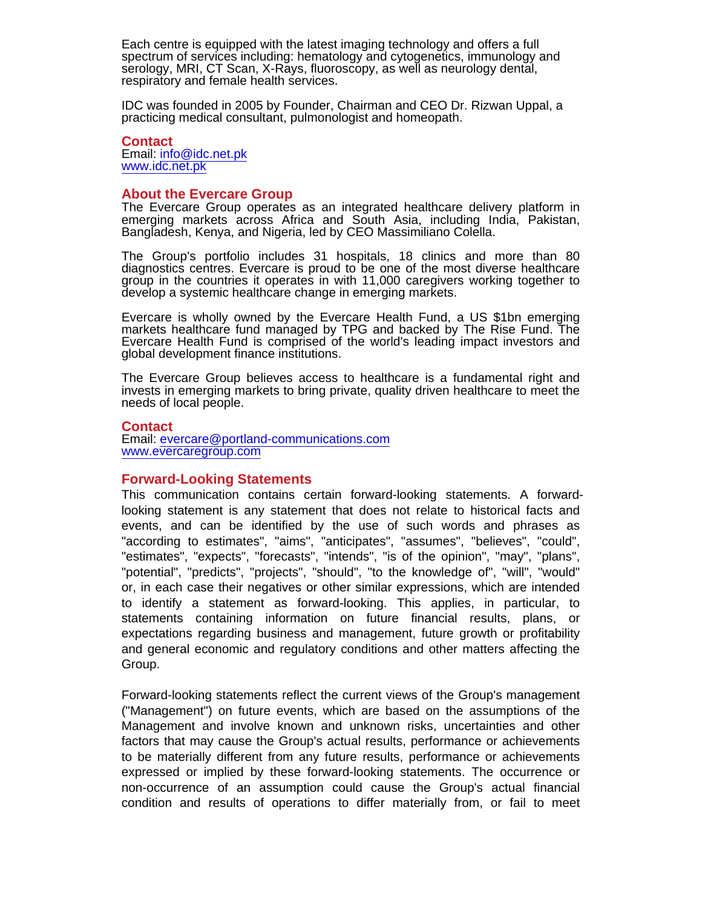Each centre is equipped with the latest imaging technology and offers a full spectrum of services including: hematology and cytogenetics, immunology and serology, MRI, CT Scan, X-Rays, fluoroscopy, as well as neurology dental, respiratory and female health services.

IDC was founded in 2005 by Founder, Chairman and CEO Dr. Rizwan Uppal, a practicing medical consultant, pulmonologist and homeopath.

**Contact**
Email: info@idc.net.pk
www.idc.net.pk

## About the Evercare Group

The Evercare Group operates as an integrated healthcare delivery platform in emerging markets across Africa and South Asia, including India, Pakistan, Bangladesh, Kenya, and Nigeria, led by CEO Massimiliano Colella.

The Group's portfolio includes 31 hospitals, 18 clinics and more than 80 diagnostics centres. Evercare is proud to be one of the most diverse healthcare group in the countries it operates in with 11,000 caregivers working together to develop a systemic healthcare change in emerging markets.

Evercare is wholly owned by the Evercare Health Fund, a US $1bn emerging markets healthcare fund managed by TPG and backed by The Rise Fund. The Evercare Health Fund is comprised of the world's leading impact investors and global development finance institutions.

The Evercare Group believes access to healthcare is a fundamental right and invests in emerging markets to bring private, quality driven healthcare to meet the needs of local people.

**Contact**
Email: evercare@portland-communications.com
www.evercaregroup.com

## Forward-Looking Statements

This communication contains certain forward-looking statements. A forward-looking statement is any statement that does not relate to historical facts and events, and can be identified by the use of such words and phrases as "according to estimates", "aims", "anticipates", "assumes", "believes", "could", "estimates", "expects", "forecasts", "intends", "is of the opinion", "may", "plans", "potential", "predicts", "projects", "should", "to the knowledge of", "will", "would" or, in each case their negatives or other similar expressions, which are intended to identify a statement as forward-looking. This applies, in particular, to statements containing information on future financial results, plans, or expectations regarding business and management, future growth or profitability and general economic and regulatory conditions and other matters affecting the Group.

Forward-looking statements reflect the current views of the Group's management ("Management") on future events, which are based on the assumptions of the Management and involve known and unknown risks, uncertainties and other factors that may cause the Group's actual results, performance or achievements to be materially different from any future results, performance or achievements expressed or implied by these forward-looking statements. The occurrence or non-occurrence of an assumption could cause the Group's actual financial condition and results of operations to differ materially from, or fail to meet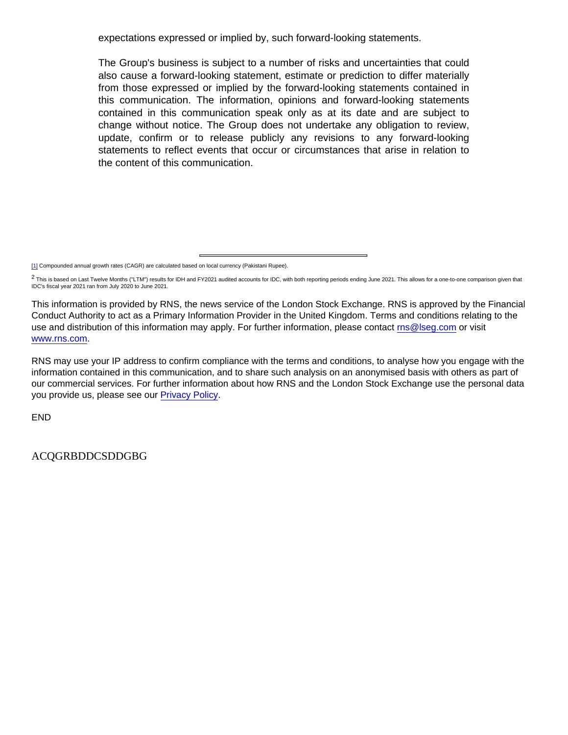expectations expressed or implied by, such forward-looking statements.

The Group's business is subject to a number of risks and uncertainties that could also cause a forward-looking statement, estimate or prediction to differ materially from those expressed or implied by the forward-looking statements contained in this communication. The information, opinions and forward-looking statements contained in this communication speak only as at its date and are subject to change without notice. The Group does not undertake any obligation to review, update, confirm or to release publicly any revisions to any forward-looking statements to reflect events that occur or circumstances that arise in relation to the content of this communication.

---

[1] Compounded annual growth rates (CAGR) are calculated based on local currency (Pakistani Rupee).

[2] This is based on Last Twelve Months ("LTM") results for IDH and FY2021 audited accounts for IDC, with both reporting periods ending June 2021. This allows for a one-to-one comparison given that IDC's fiscal year 2021 ran from July 2020 to June 2021.

This information is provided by RNS, the news service of the London Stock Exchange. RNS is approved by the Financial Conduct Authority to act as a Primary Information Provider in the United Kingdom. Terms and conditions relating to the use and distribution of this information may apply. For further information, please contact rns@lseg.com or visit www.rns.com.

RNS may use your IP address to confirm compliance with the terms and conditions, to analyse how you engage with the information contained in this communication, and to share such analysis on an anonymised basis with others as part of our commercial services. For further information about how RNS and the London Stock Exchange use the personal data you provide us, please see our Privacy Policy.

END

ACQGRBDDCSDDGBG